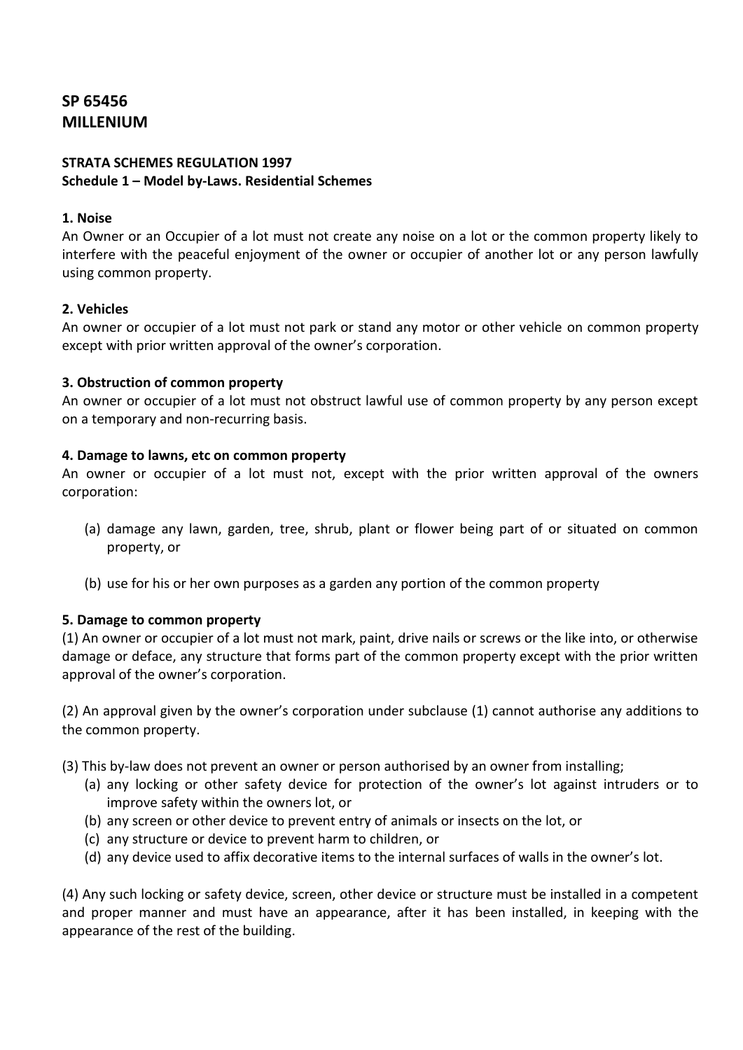# SP 65456
# MILLENIUM

**STRATA SCHEMES REGULATION 1997**
**Schedule 1 – Model by-Laws. Residential Schemes**

### 1. Noise

An Owner or an Occupier of a lot must not create any noise on a lot or the common property likely to interfere with the peaceful enjoyment of the owner or occupier of another lot or any person lawfully using common property.

### 2. Vehicles

An owner or occupier of a lot must not park or stand any motor or other vehicle on common property except with prior written approval of the owner's corporation.

### 3. Obstruction of common property

An owner or occupier of a lot must not obstruct lawful use of common property by any person except on a temporary and non-recurring basis.

### 4. Damage to lawns, etc on common property

An owner or occupier of a lot must not, except with the prior written approval of the owners corporation:

(a) damage any lawn, garden, tree, shrub, plant or flower being part of or situated on common property, or

(b) use for his or her own purposes as a garden any portion of the common property

### 5. Damage to common property

(1) An owner or occupier of a lot must not mark, paint, drive nails or screws or the like into, or otherwise damage or deface, any structure that forms part of the common property except with the prior written approval of the owner's corporation.

(2) An approval given by the owner's corporation under subclause (1) cannot authorise any additions to the common property.

(3) This by-law does not prevent an owner or person authorised by an owner from installing;

(a) any locking or other safety device for protection of the owner's lot against intruders or to improve safety within the owners lot, or
(b) any screen or other device to prevent entry of animals or insects on the lot, or
(c) any structure or device to prevent harm to children, or
(d) any device used to affix decorative items to the internal surfaces of walls in the owner's lot.

(4) Any such locking or safety device, screen, other device or structure must be installed in a competent and proper manner and must have an appearance, after it has been installed, in keeping with the appearance of the rest of the building.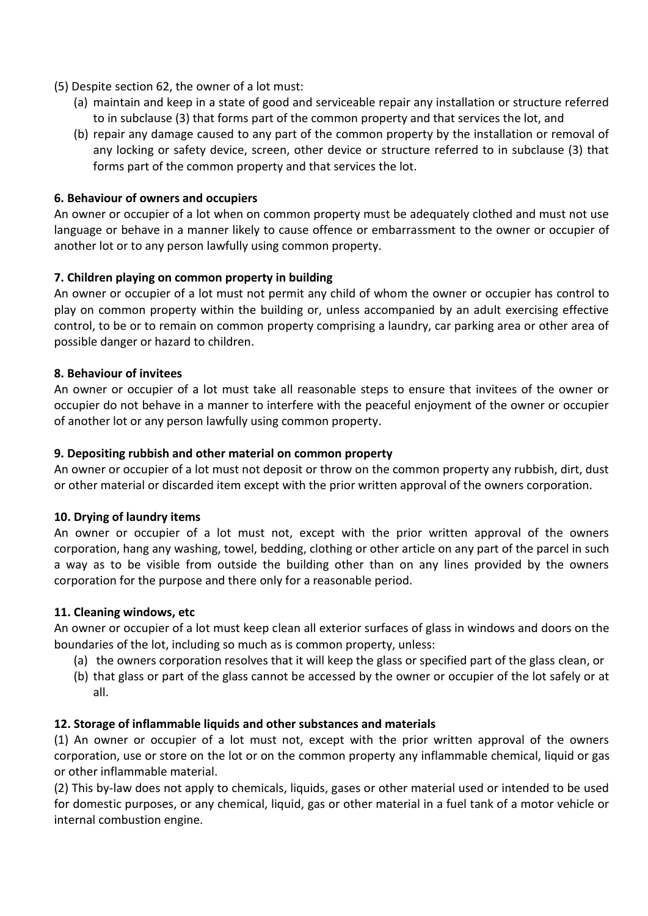(5) Despite section 62, the owner of a lot must:

(a) maintain and keep in a state of good and serviceable repair any installation or structure referred to in subclause (3) that forms part of the common property and that services the lot, and

(b) repair any damage caused to any part of the common property by the installation or removal of any locking or safety device, screen, other device or structure referred to in subclause (3) that forms part of the common property and that services the lot.

**6. Behaviour of owners and occupiers**

An owner or occupier of a lot when on common property must be adequately clothed and must not use language or behave in a manner likely to cause offence or embarrassment to the owner or occupier of another lot or to any person lawfully using common property.

**7. Children playing on common property in building**

An owner or occupier of a lot must not permit any child of whom the owner or occupier has control to play on common property within the building or, unless accompanied by an adult exercising effective control, to be or to remain on common property comprising a laundry, car parking area or other area of possible danger or hazard to children.

**8. Behaviour of invitees**

An owner or occupier of a lot must take all reasonable steps to ensure that invitees of the owner or occupier do not behave in a manner to interfere with the peaceful enjoyment of the owner or occupier of another lot or any person lawfully using common property.

**9. Depositing rubbish and other material on common property**

An owner or occupier of a lot must not deposit or throw on the common property any rubbish, dirt, dust or other material or discarded item except with the prior written approval of the owners corporation.

**10. Drying of laundry items**

An owner or occupier of a lot must not, except with the prior written approval of the owners corporation, hang any washing, towel, bedding, clothing or other article on any part of the parcel in such a way as to be visible from outside the building other than on any lines provided by the owners corporation for the purpose and there only for a reasonable period.

**11. Cleaning windows, etc**

An owner or occupier of a lot must keep clean all exterior surfaces of glass in windows and doors on the boundaries of the lot, including so much as is common property, unless:

(a) the owners corporation resolves that it will keep the glass or specified part of the glass clean, or

(b) that glass or part of the glass cannot be accessed by the owner or occupier of the lot safely or at all.

**12. Storage of inflammable liquids and other substances and materials**

(1) An owner or occupier of a lot must not, except with the prior written approval of the owners corporation, use or store on the lot or on the common property any inflammable chemical, liquid or gas or other inflammable material.

(2) This by-law does not apply to chemicals, liquids, gases or other material used or intended to be used for domestic purposes, or any chemical, liquid, gas or other material in a fuel tank of a motor vehicle or internal combustion engine.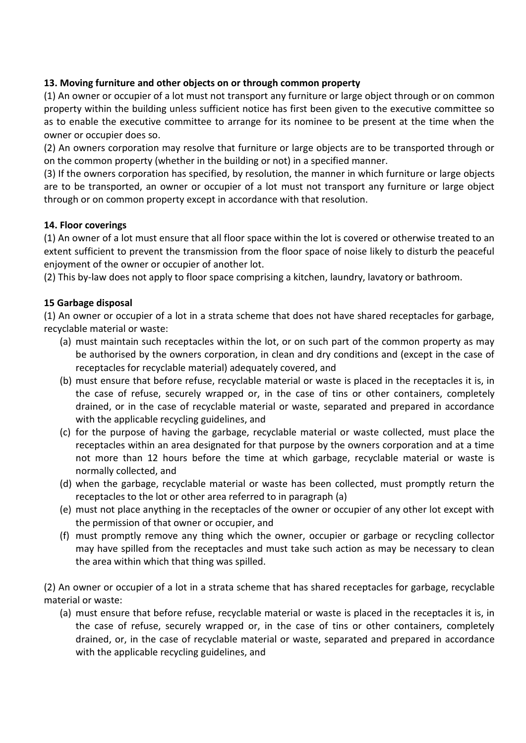**13. Moving furniture and other objects on or through common property**

(1) An owner or occupier of a lot must not transport any furniture or large object through or on common property within the building unless sufficient notice has first been given to the executive committee so as to enable the executive committee to arrange for its nominee to be present at the time when the owner or occupier does so.

(2) An owners corporation may resolve that furniture or large objects are to be transported through or on the common property (whether in the building or not) in a specified manner.

(3) If the owners corporation has specified, by resolution, the manner in which furniture or large objects are to be transported, an owner or occupier of a lot must not transport any furniture or large object through or on common property except in accordance with that resolution.

**14. Floor coverings**

(1) An owner of a lot must ensure that all floor space within the lot is covered or otherwise treated to an extent sufficient to prevent the transmission from the floor space of noise likely to disturb the peaceful enjoyment of the owner or occupier of another lot.

(2) This by-law does not apply to floor space comprising a kitchen, laundry, lavatory or bathroom.

**15 Garbage disposal**

(1) An owner or occupier of a lot in a strata scheme that does not have shared receptacles for garbage, recyclable material or waste:

(a) must maintain such receptacles within the lot, or on such part of the common property as may be authorised by the owners corporation, in clean and dry conditions and (except in the case of receptacles for recyclable material) adequately covered, and

(b) must ensure that before refuse, recyclable material or waste is placed in the receptacles it is, in the case of refuse, securely wrapped or, in the case of tins or other containers, completely drained, or in the case of recyclable material or waste, separated and prepared in accordance with the applicable recycling guidelines, and

(c) for the purpose of having the garbage, recyclable material or waste collected, must place the receptacles within an area designated for that purpose by the owners corporation and at a time not more than 12 hours before the time at which garbage, recyclable material or waste is normally collected, and

(d) when the garbage, recyclable material or waste has been collected, must promptly return the receptacles to the lot or other area referred to in paragraph (a)

(e) must not place anything in the receptacles of the owner or occupier of any other lot except with the permission of that owner or occupier, and

(f) must promptly remove any thing which the owner, occupier or garbage or recycling collector may have spilled from the receptacles and must take such action as may be necessary to clean the area within which that thing was spilled.

(2) An owner or occupier of a lot in a strata scheme that has shared receptacles for garbage, recyclable material or waste:

(a) must ensure that before refuse, recyclable material or waste is placed in the receptacles it is, in the case of refuse, securely wrapped or, in the case of tins or other containers, completely drained, or, in the case of recyclable material or waste, separated and prepared in accordance with the applicable recycling guidelines, and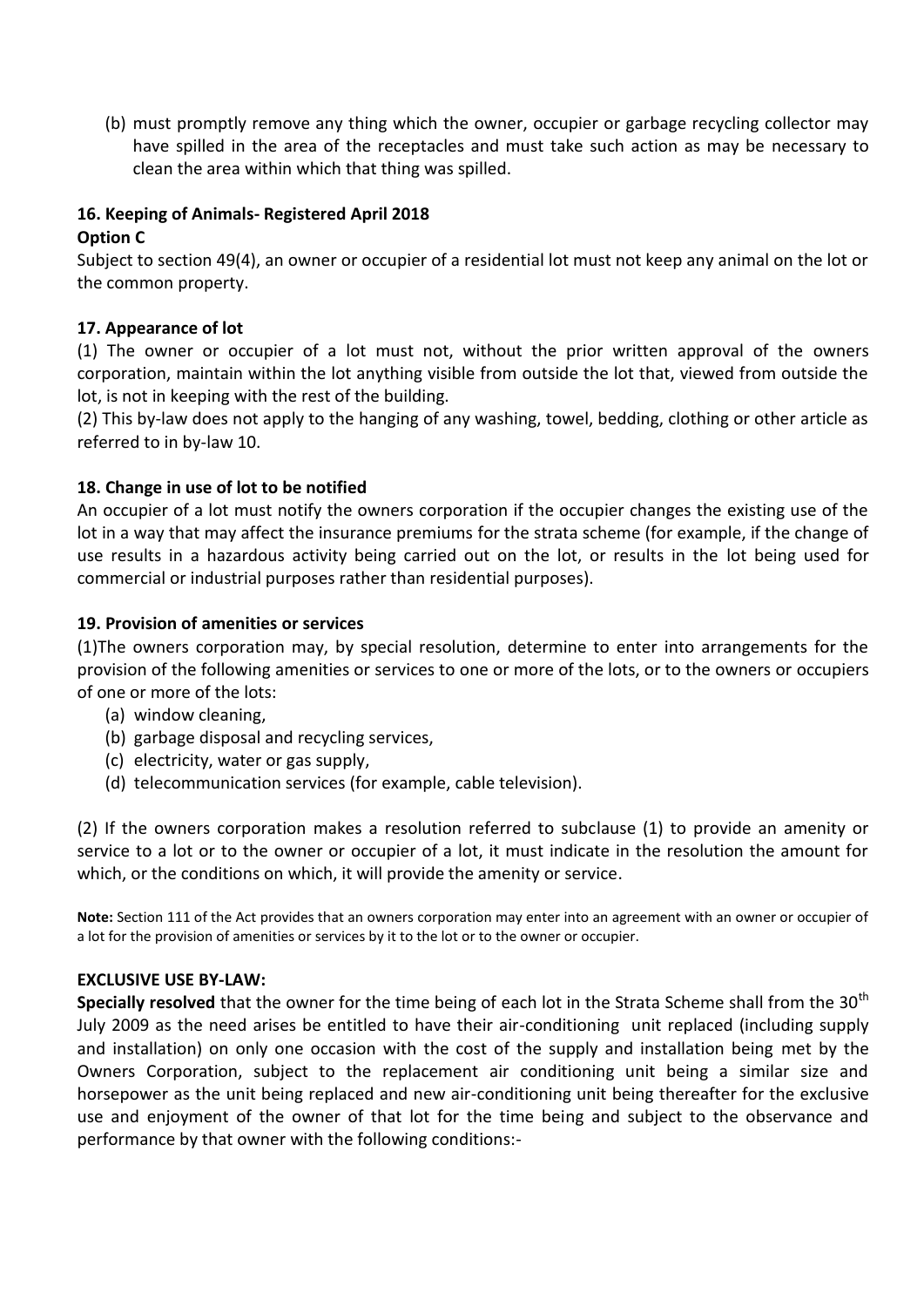(b) must promptly remove any thing which the owner, occupier or garbage recycling collector may have spilled in the area of the receptacles and must take such action as may be necessary to clean the area within which that thing was spilled.

### 16. Keeping of Animals- Registered April 2018

**Option C**

Subject to section 49(4), an owner or occupier of a residential lot must not keep any animal on the lot or the common property.

### 17. Appearance of lot

(1) The owner or occupier of a lot must not, without the prior written approval of the owners corporation, maintain within the lot anything visible from outside the lot that, viewed from outside the lot, is not in keeping with the rest of the building.

(2) This by-law does not apply to the hanging of any washing, towel, bedding, clothing or other article as referred to in by-law 10.

### 18. Change in use of lot to be notified

An occupier of a lot must notify the owners corporation if the occupier changes the existing use of the lot in a way that may affect the insurance premiums for the strata scheme (for example, if the change of use results in a hazardous activity being carried out on the lot, or results in the lot being used for commercial or industrial purposes rather than residential purposes).

### 19. Provision of amenities or services

(1)The owners corporation may, by special resolution, determine to enter into arrangements for the provision of the following amenities or services to one or more of the lots, or to the owners or occupiers of one or more of the lots:

(a) window cleaning,
(b) garbage disposal and recycling services,
(c) electricity, water or gas supply,
(d) telecommunication services (for example, cable television).

(2) If the owners corporation makes a resolution referred to subclause (1) to provide an amenity or service to a lot or to the owner or occupier of a lot, it must indicate in the resolution the amount for which, or the conditions on which, it will provide the amenity or service.

**Note:** Section 111 of the Act provides that an owners corporation may enter into an agreement with an owner or occupier of a lot for the provision of amenities or services by it to the lot or to the owner or occupier.

### EXCLUSIVE USE BY-LAW:

**Specially resolved** that the owner for the time being of each lot in the Strata Scheme shall from the 30th July 2009 as the need arises be entitled to have their air-conditioning unit replaced (including supply and installation) on only one occasion with the cost of the supply and installation being met by the Owners Corporation, subject to the replacement air conditioning unit being a similar size and horsepower as the unit being replaced and new air-conditioning unit being thereafter for the exclusive use and enjoyment of the owner of that lot for the time being and subject to the observance and performance by that owner with the following conditions:-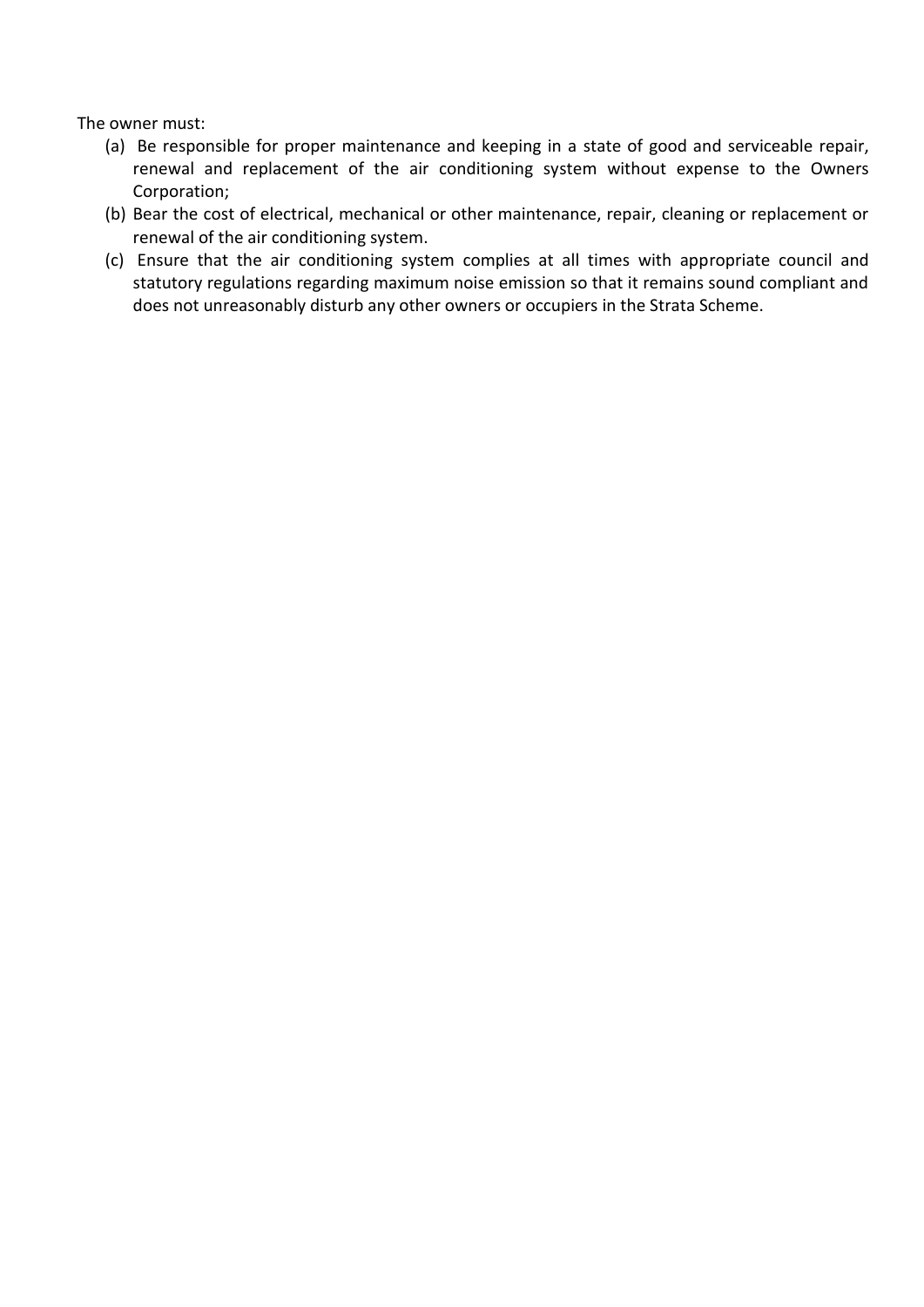The owner must:

(a) Be responsible for proper maintenance and keeping in a state of good and serviceable repair, renewal and replacement of the air conditioning system without expense to the Owners Corporation;

(b) Bear the cost of electrical, mechanical or other maintenance, repair, cleaning or replacement or renewal of the air conditioning system.

(c) Ensure that the air conditioning system complies at all times with appropriate council and statutory regulations regarding maximum noise emission so that it remains sound compliant and does not unreasonably disturb any other owners or occupiers in the Strata Scheme.